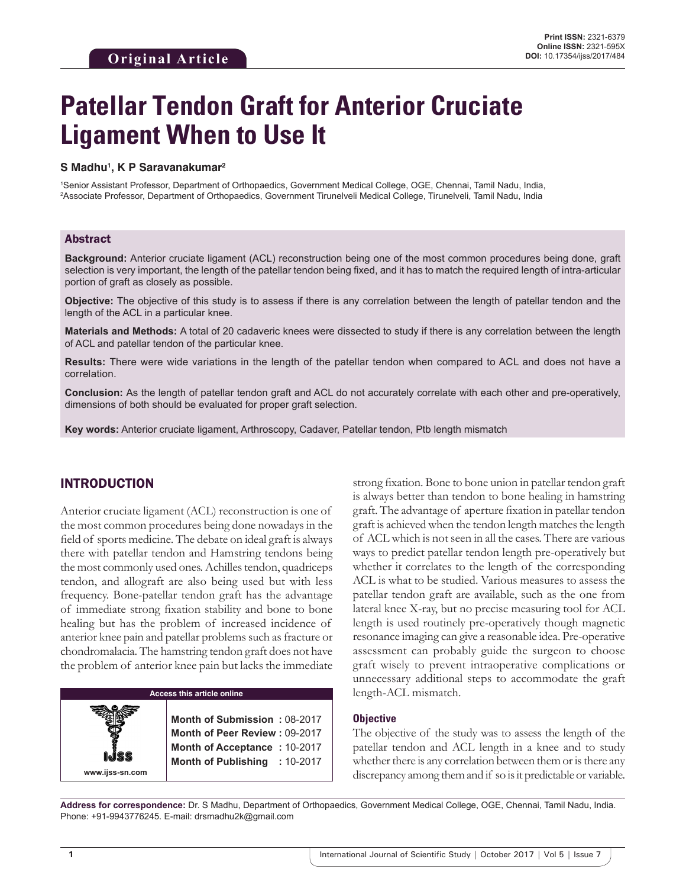Original Article

Print ISSN: 2321-6379
Online ISSN: 2321-595X
DOI: 10.17354/ijss/2017/484

# Patellar Tendon Graft for Anterior Cruciate Ligament When to Use It

**S Madhu[1], K P Saravanakumar[2]**

[1]Senior Assistant Professor, Department of Orthopaedics, Government Medical College, OGE, Chennai, Tamil Nadu, India,
[2]Associate Professor, Department of Orthopaedics, Government Tirunelveli Medical College, Tirunelveli, Tamil Nadu, India

## Abstract

**Background:** Anterior cruciate ligament (ACL) reconstruction being one of the most common procedures being done, graft selection is very important, the length of the patellar tendon being fixed, and it has to match the required length of intra-articular portion of graft as closely as possible.

**Objective:** The objective of this study is to assess if there is any correlation between the length of patellar tendon and the length of the ACL in a particular knee.

**Materials and Methods:** A total of 20 cadaveric knees were dissected to study if there is any correlation between the length of ACL and patellar tendon of the particular knee.

**Results:** There were wide variations in the length of the patellar tendon when compared to ACL and does not have a correlation.

**Conclusion:** As the length of patellar tendon graft and ACL do not accurately correlate with each other and pre-operatively, dimensions of both should be evaluated for proper graft selection.

**Key words:** Anterior cruciate ligament, Arthroscopy, Cadaver, Patellar tendon, Ptb length mismatch

## INTRODUCTION

Anterior cruciate ligament (ACL) reconstruction is one of the most common procedures being done nowadays in the field of sports medicine. The debate on ideal graft is always there with patellar tendon and Hamstring tendons being the most commonly used ones. Achilles tendon, quadriceps tendon, and allograft are also being used but with less frequency. Bone-patellar tendon graft has the advantage of immediate strong fixation stability and bone to bone healing but has the problem of increased incidence of anterior knee pain and patellar problems such as fracture or chondromalacia. The hamstring tendon graft does not have the problem of anterior knee pain but lacks the immediate strong fixation. Bone to bone union in patellar tendon graft is always better than tendon to bone healing in hamstring graft. The advantage of aperture fixation in patellar tendon graft is achieved when the tendon length matches the length of ACL which is not seen in all the cases. There are various ways to predict patellar tendon length pre-operatively but whether it correlates to the length of the corresponding ACL is what to be studied. Various measures to assess the patellar tendon graft are available, such as the one from lateral knee X-ray, but no precise measuring tool for ACL length is used routinely pre-operatively though magnetic resonance imaging can give a reasonable idea. Pre-operative assessment can probably guide the surgeon to choose graft wisely to prevent intraoperative complications or unnecessary additional steps to accommodate the graft length-ACL mismatch.

**Access this article online**

www.ijss-sn.com

| | |
|---|---|
| **Month of Submission** | : 08-2017 |
| **Month of Peer Review** | : 09-2017 |
| **Month of Acceptance** | : 10-2017 |
| **Month of Publishing** | : 10-2017 |

### Objective

The objective of the study was to assess the length of the patellar tendon and ACL length in a knee and to study whether there is any correlation between them or is there any discrepancy among them and if so is it predictable or variable.

**Address for correspondence:** Dr. S Madhu, Department of Orthopaedics, Government Medical College, OGE, Chennai, Tamil Nadu, India. Phone: +91-9943776245. E-mail: drsmadhu2k@gmail.com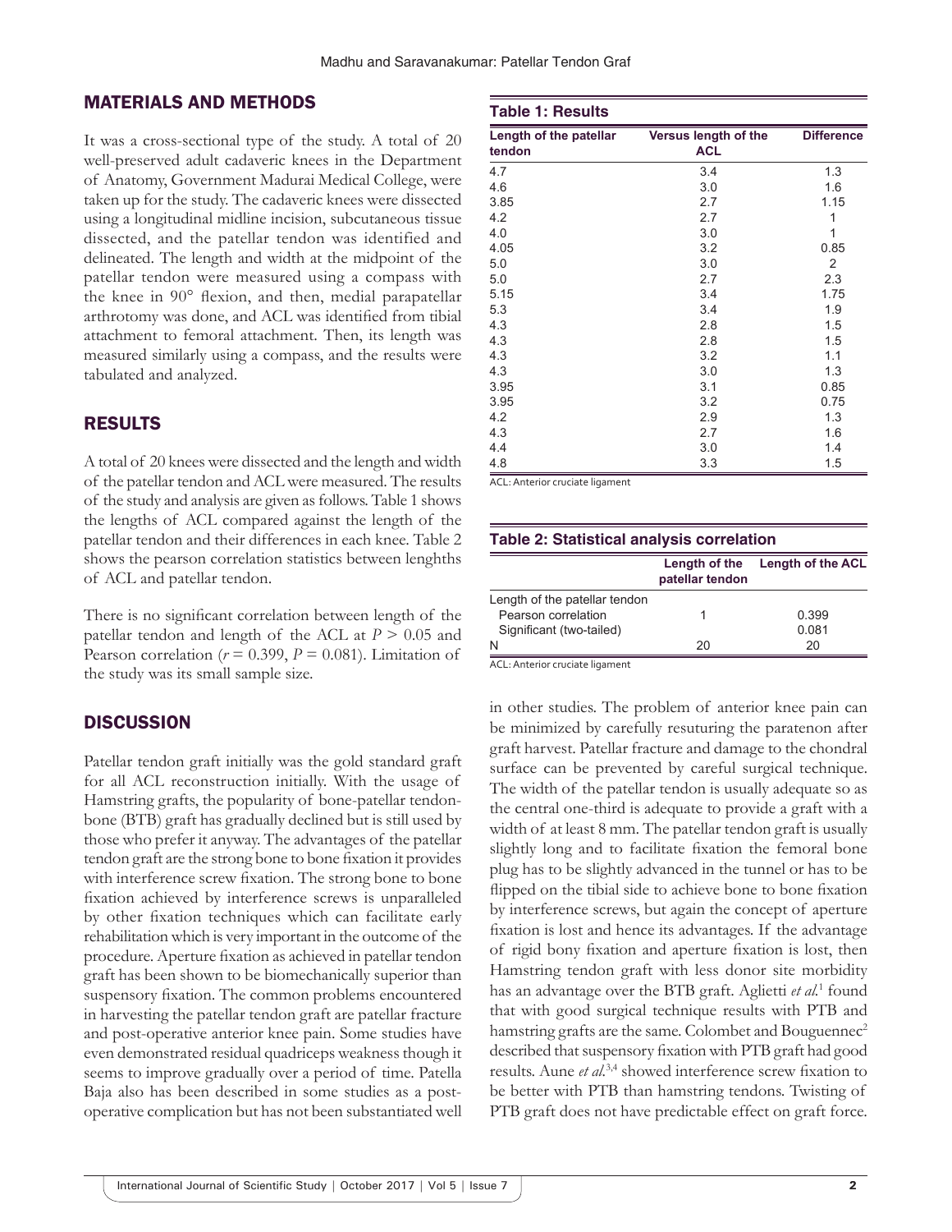## MATERIALS AND METHODS

It was a cross-sectional type of the study. A total of 20 well-preserved adult cadaveric knees in the Department of Anatomy, Government Madurai Medical College, were taken up for the study. The cadaveric knees were dissected using a longitudinal midline incision, subcutaneous tissue dissected, and the patellar tendon was identified and delineated. The length and width at the midpoint of the patellar tendon were measured using a compass with the knee in 90° flexion, and then, medial parapatellar arthrotomy was done, and ACL was identified from tibial attachment to femoral attachment. Then, its length was measured similarly using a compass, and the results were tabulated and analyzed.

## RESULTS

A total of 20 knees were dissected and the length and width of the patellar tendon and ACL were measured. The results of the study and analysis are given as follows. Table 1 shows the lengths of ACL compared against the length of the patellar tendon and their differences in each knee. Table 2 shows the pearson correlation statistics between lenghths of ACL and patellar tendon.

There is no significant correlation between length of the patellar tendon and length of the ACL at $P > 0.05$ and Pearson correlation ($r = 0.399$, $P = 0.081$). Limitation of the study was its small sample size.

**Table 1: Results**

| Length of the patellar tendon | Versus length of the ACL | Difference |
|---|---|---|
| 4.7 | 3.4 | 1.3 |
| 4.6 | 3.0 | 1.6 |
| 3.85 | 2.7 | 1.15 |
| 4.2 | 2.7 | 1 |
| 4.0 | 3.0 | 1 |
| 4.05 | 3.2 | 0.85 |
| 5.0 | 3.0 | 2 |
| 5.0 | 2.7 | 2.3 |
| 5.15 | 3.4 | 1.75 |
| 5.3 | 3.4 | 1.9 |
| 4.3 | 2.8 | 1.5 |
| 4.3 | 2.8 | 1.5 |
| 4.3 | 3.2 | 1.1 |
| 4.3 | 3.0 | 1.3 |
| 3.95 | 3.1 | 0.85 |
| 3.95 | 3.2 | 0.75 |
| 4.2 | 2.9 | 1.3 |
| 4.3 | 2.7 | 1.6 |
| 4.4 | 3.0 | 1.4 |
| 4.8 | 3.3 | 1.5 |

ACL: Anterior cruciate ligament

**Table 2: Statistical analysis correlation**

| | Length of the patellar tendon | Length of the ACL |
|---|---|---|
| Length of the patellar tendon | | |
| Pearson correlation | 1 | 0.399 |
| Significant (two-tailed) | | 0.081 |
| N | 20 | 20 |

ACL: Anterior cruciate ligament

## DISCUSSION

Patellar tendon graft initially was the gold standard graft for all ACL reconstruction initially. With the usage of Hamstring grafts, the popularity of bone-patellar tendon-bone (BTB) graft has gradually declined but is still used by those who prefer it anyway. The advantages of the patellar tendon graft are the strong bone to bone fixation it provides with interference screw fixation. The strong bone to bone fixation achieved by interference screws is unparalleled by other fixation techniques which can facilitate early rehabilitation which is very important in the outcome of the procedure. Aperture fixation as achieved in patellar tendon graft has been shown to be biomechanically superior than suspensory fixation. The common problems encountered in harvesting the patellar tendon graft are patellar fracture and post-operative anterior knee pain. Some studies have even demonstrated residual quadriceps weakness though it seems to improve gradually over a period of time. Patella Baja also has been described in some studies as a post-operative complication but has not been substantiated well in other studies. The problem of anterior knee pain can be minimized by carefully resuturing the paratenon after graft harvest. Patellar fracture and damage to the chondral surface can be prevented by careful surgical technique. The width of the patellar tendon is usually adequate so as the central one-third is adequate to provide a graft with a width of at least 8 mm. The patellar tendon graft is usually slightly long and to facilitate fixation the femoral bone plug has to be slightly advanced in the tunnel or has to be flipped on the tibial side to achieve bone to bone fixation by interference screws, but again the concept of aperture fixation is lost and hence its advantages. If the advantage of rigid bony fixation and aperture fixation is lost, then Hamstring tendon graft with less donor site morbidity has an advantage over the BTB graft. Aglietti *et al.*[1] found that with good surgical technique results with PTB and hamstring grafts are the same. Colombet and Bouguennec[2] described that suspensory fixation with PTB graft had good results. Aune *et al.*[3,4] showed interference screw fixation to be better with PTB than hamstring tendons. Twisting of PTB graft does not have predictable effect on graft force.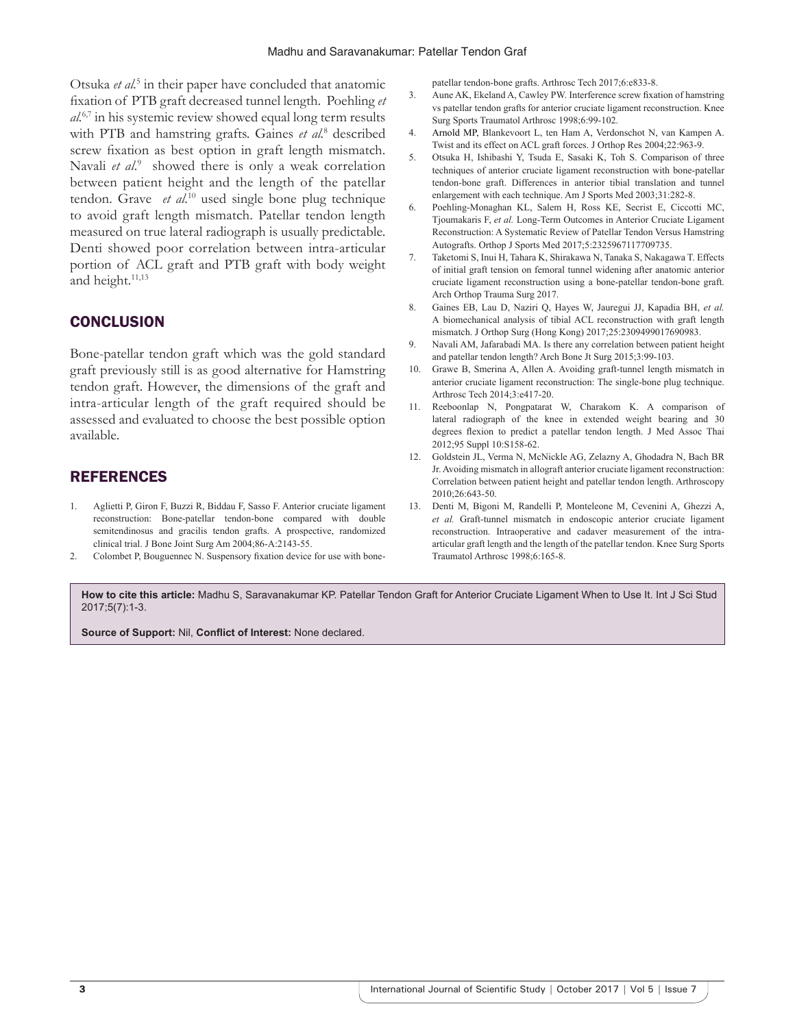Otsuka *et al.*[5] in their paper have concluded that anatomic fixation of PTB graft decreased tunnel length. Poehling *et al.*[6,7] in his systemic review showed equal long term results with PTB and hamstring grafts. Gaines *et al.*[8] described screw fixation as best option in graft length mismatch. Navali *et al.*[9] showed there is only a weak correlation between patient height and the length of the patellar tendon. Grave *et al.*[10] used single bone plug technique to avoid graft length mismatch. Patellar tendon length measured on true lateral radiograph is usually predictable. Denti showed poor correlation between intra-articular portion of ACL graft and PTB graft with body weight and height.[11,13]

## CONCLUSION

Bone-patellar tendon graft which was the gold standard graft previously still is as good alternative for Hamstring tendon graft. However, the dimensions of the graft and intra-articular length of the graft required should be assessed and evaluated to choose the best possible option available.

## REFERENCES

1. Aglietti P, Giron F, Buzzi R, Biddau F, Sasso F. Anterior cruciate ligament reconstruction: Bone-patellar tendon-bone compared with double semitendinosus and gracilis tendon grafts. A prospective, randomized clinical trial. J Bone Joint Surg Am 2004;86-A:2143-55.
2. Colombet P, Bouguennec N. Suspensory fixation device for use with bone-patellar tendon-bone grafts. Arthrosc Tech 2017;6:e833-8.
3. Aune AK, Ekeland A, Cawley PW. Interference screw fixation of hamstring vs patellar tendon grafts for anterior cruciate ligament reconstruction. Knee Surg Sports Traumatol Arthrosc 1998;6:99-102.
4. Arnold MP, Blankevoort L, ten Ham A, Verdonschot N, van Kampen A. Twist and its effect on ACL graft forces. J Orthop Res 2004;22:963-9.
5. Otsuka H, Ishibashi Y, Tsuda E, Sasaki K, Toh S. Comparison of three techniques of anterior cruciate ligament reconstruction with bone-patellar tendon-bone graft. Differences in anterior tibial translation and tunnel enlargement with each technique. Am J Sports Med 2003;31:282-8.
6. Poehling-Monaghan KL, Salem H, Ross KE, Secrist E, Ciccotti MC, Tjoumakaris F, *et al.* Long-Term Outcomes in Anterior Cruciate Ligament Reconstruction: A Systematic Review of Patellar Tendon Versus Hamstring Autografts. Orthop J Sports Med 2017;5:2325967117709735.
7. Taketomi S, Inui H, Tahara K, Shirakawa N, Tanaka S, Nakagawa T. Effects of initial graft tension on femoral tunnel widening after anatomic anterior cruciate ligament reconstruction using a bone-patellar tendon-bone graft. Arch Orthop Trauma Surg 2017.
8. Gaines EB, Lau D, Naziri Q, Hayes W, Jauregui JJ, Kapadia BH, *et al.* A biomechanical analysis of tibial ACL reconstruction with graft length mismatch. J Orthop Surg (Hong Kong) 2017;25:2309499017690983.
9. Navali AM, Jafarabadi MA. Is there any correlation between patient height and patellar tendon length? Arch Bone Jt Surg 2015;3:99-103.
10. Grawe B, Smerina A, Allen A. Avoiding graft-tunnel length mismatch in anterior cruciate ligament reconstruction: The single-bone plug technique. Arthrosc Tech 2014;3:e417-20.
11. Reeboonlap N, Pongpatarat W, Charakom K. A comparison of lateral radiograph of the knee in extended weight bearing and 30 degrees flexion to predict a patellar tendon length. J Med Assoc Thai 2012;95 Suppl 10:S158-62.
12. Goldstein JL, Verma N, McNickle AG, Zelazny A, Ghodadra N, Bach BR Jr. Avoiding mismatch in allograft anterior cruciate ligament reconstruction: Correlation between patient height and patellar tendon length. Arthroscopy 2010;26:643-50.
13. Denti M, Bigoni M, Randelli P, Monteleone M, Cevenini A, Ghezzi A, *et al.* Graft-tunnel mismatch in endoscopic anterior cruciate ligament reconstruction. Intraoperative and cadaver measurement of the intra-articular graft length and the length of the patellar tendon. Knee Surg Sports Traumatol Arthrosc 1998;6:165-8.

**How to cite this article:** Madhu S, Saravanakumar KP. Patellar Tendon Graft for Anterior Cruciate Ligament When to Use It. Int J Sci Stud 2017;5(7):1-3.

**Source of Support:** Nil, **Conflict of Interest:** None declared.